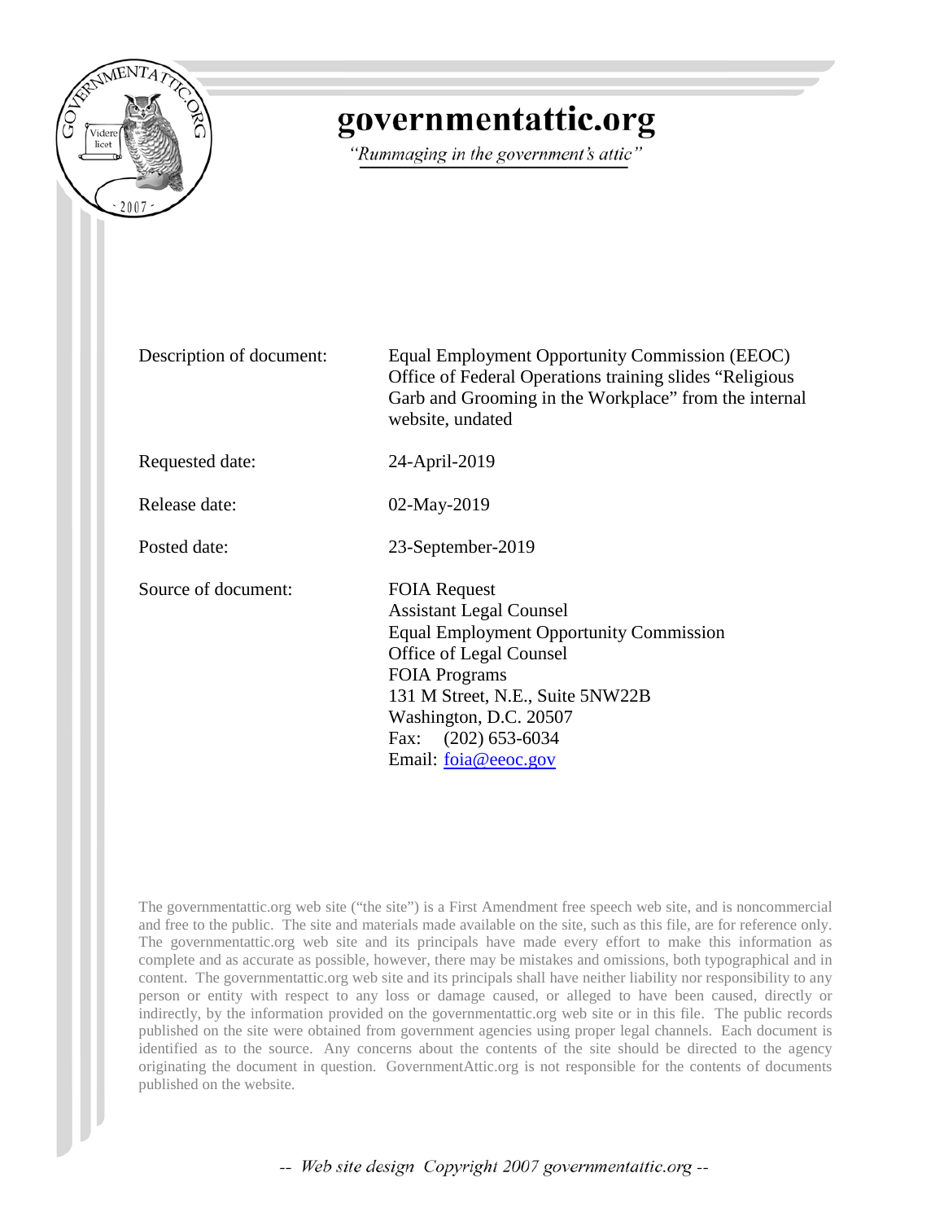# governmentattic.org

*"Rummaging in the government's attic"*

| | |
|---|---|
| Description of document: | Equal Employment Opportunity Commission (EEOC) Office of Federal Operations training slides "Religious Garb and Grooming in the Workplace" from the internal website, undated |
| Requested date: | 24-April-2019 |
| Release date: | 02-May-2019 |
| Posted date: | 23-September-2019 |
| Source of document: | FOIA Request<br>Assistant Legal Counsel<br>Equal Employment Opportunity Commission<br>Office of Legal Counsel<br>FOIA Programs<br>131 M Street, N.E., Suite 5NW22B<br>Washington, D.C. 20507<br>Fax: (202) 653-6034<br>Email: foia@eeoc.gov |

The governmentattic.org web site ("the site") is a First Amendment free speech web site, and is noncommercial and free to the public. The site and materials made available on the site, such as this file, are for reference only. The governmentattic.org web site and its principals have made every effort to make this information as complete and as accurate as possible, however, there may be mistakes and omissions, both typographical and in content. The governmentattic.org web site and its principals shall have neither liability nor responsibility to any person or entity with respect to any loss or damage caused, or alleged to have been caused, directly or indirectly, by the information provided on the governmentattic.org web site or in this file. The public records published on the site were obtained from government agencies using proper legal channels. Each document is identified as to the source. Any concerns about the contents of the site should be directed to the agency originating the document in question. GovernmentAttic.org is not responsible for the contents of documents published on the website.

-- *Web site design Copyright 2007 governmentattic.org* --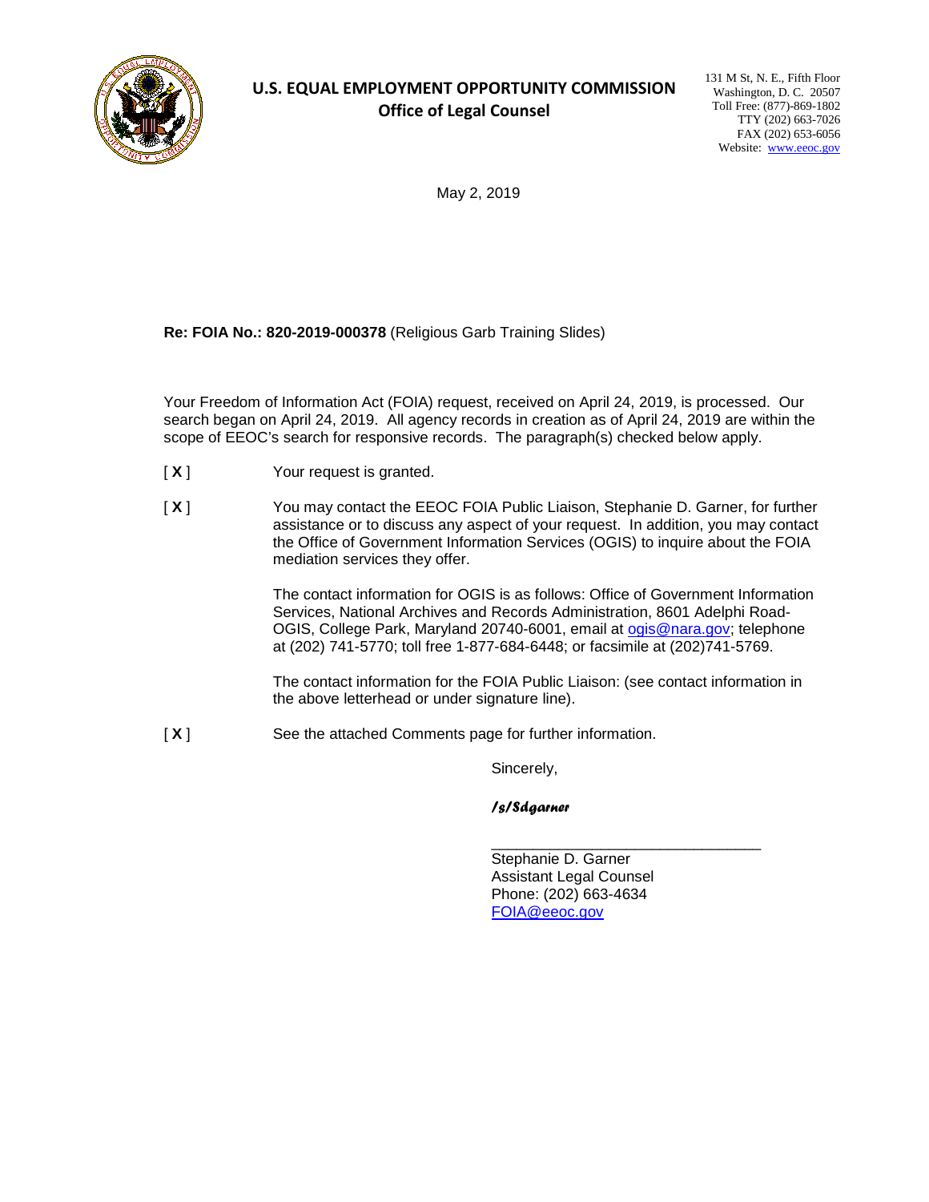**U.S. EQUAL EMPLOYMENT OPPORTUNITY COMMISSION**
**Office of Legal Counsel**

131 M St, N. E., Fifth Floor
Washington, D. C. 20507
Toll Free: (877)-869-1802
TTY (202) 663-7026
FAX (202) 653-6056
Website: www.eeoc.gov

May 2, 2019

**Re: FOIA No.: 820-2019-000378** (Religious Garb Training Slides)

Your Freedom of Information Act (FOIA) request, received on April 24, 2019, is processed. Our search began on April 24, 2019. All agency records in creation as of April 24, 2019 are within the scope of EEOC's search for responsive records. The paragraph(s) checked below apply.

[ **X** ] Your request is granted.

[ **X** ] You may contact the EEOC FOIA Public Liaison, Stephanie D. Garner, for further assistance or to discuss any aspect of your request. In addition, you may contact the Office of Government Information Services (OGIS) to inquire about the FOIA mediation services they offer.

The contact information for OGIS is as follows: Office of Government Information Services, National Archives and Records Administration, 8601 Adelphi Road-OGIS, College Park, Maryland 20740-6001, email at ogis@nara.gov; telephone at (202) 741-5770; toll free 1-877-684-6448; or facsimile at (202)741-5769.

The contact information for the FOIA Public Liaison: (see contact information in the above letterhead or under signature line).

[ **X** ] See the attached Comments page for further information.

Sincerely,

*/s/Sdgarner*

\_\_\_\_\_\_\_\_\_\_\_\_\_\_\_\_\_\_\_\_\_\_\_\_\_\_\_\_\_\_\_\_

Stephanie D. Garner
Assistant Legal Counsel
Phone: (202) 663-4634
FOIA@eeoc.gov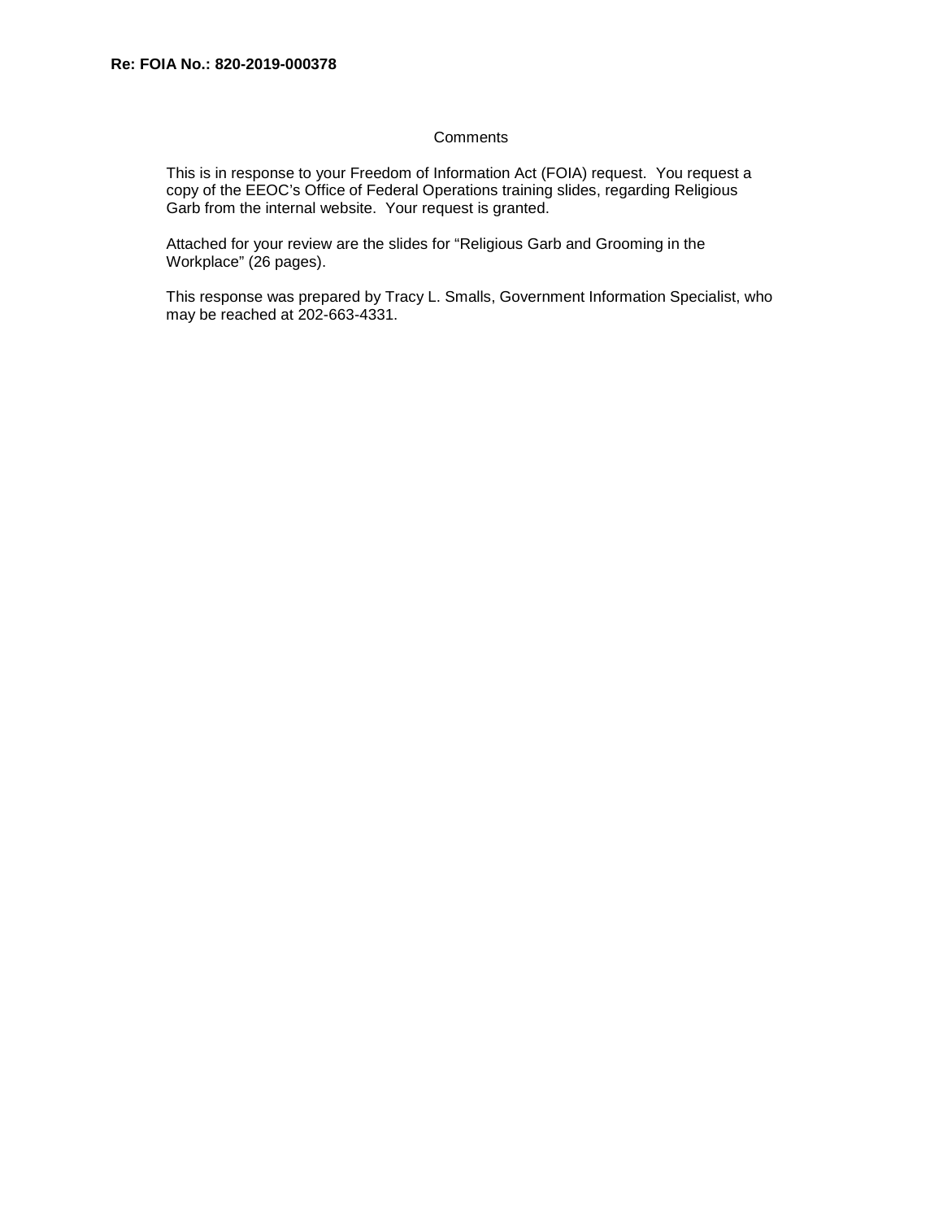**Re: FOIA No.: 820-2019-000378**

Comments

This is in response to your Freedom of Information Act (FOIA) request. You request a copy of the EEOC's Office of Federal Operations training slides, regarding Religious Garb from the internal website. Your request is granted.

Attached for your review are the slides for "Religious Garb and Grooming in the Workplace" (26 pages).

This response was prepared by Tracy L. Smalls, Government Information Specialist, who may be reached at 202-663-4331.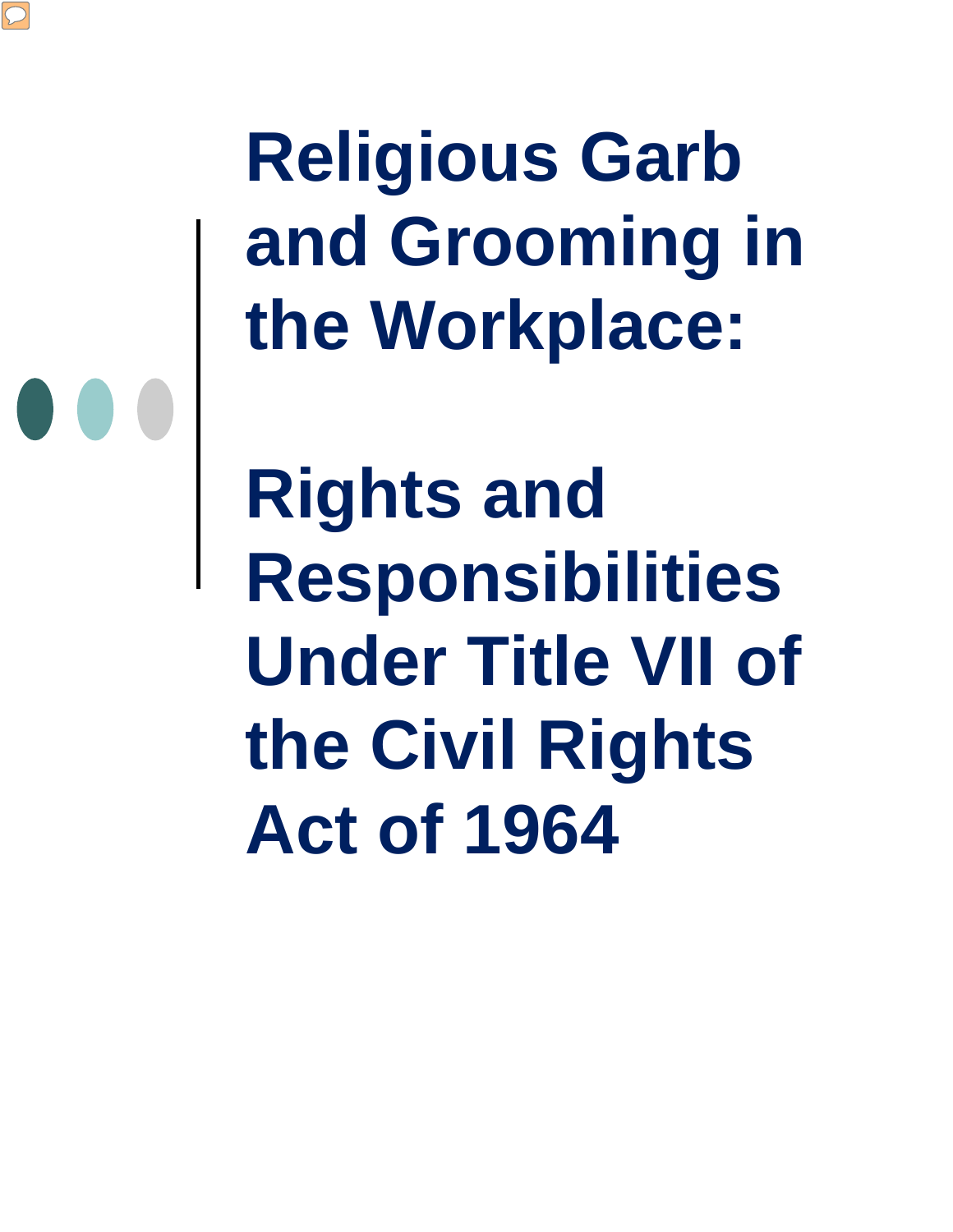# Religious Garb and Grooming in the Workplace:

# Rights and Responsibilities Under Title VII of the Civil Rights Act of 1964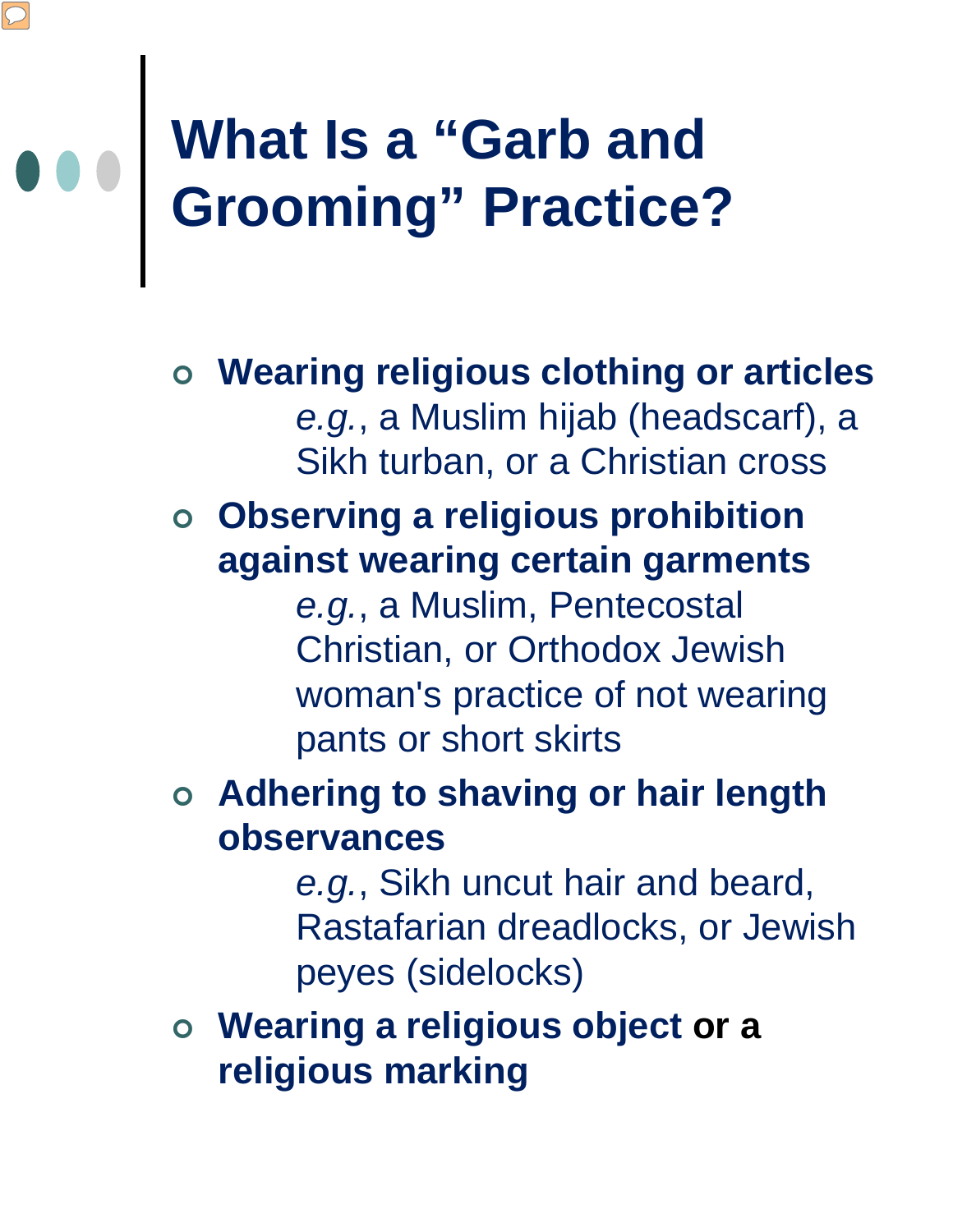# What Is a "Garb and Grooming" Practice?

- **Wearing religious clothing or articles**
  *e.g.*, a Muslim hijab (headscarf), a Sikh turban, or a Christian cross
- **Observing a religious prohibition against wearing certain garments**
  *e.g.*, a Muslim, Pentecostal Christian, or Orthodox Jewish woman's practice of not wearing pants or short skirts
- **Adhering to shaving or hair length observances**
  *e.g.*, Sikh uncut hair and beard, Rastafarian dreadlocks, or Jewish peyes (sidelocks)
- **Wearing a religious object or a religious marking**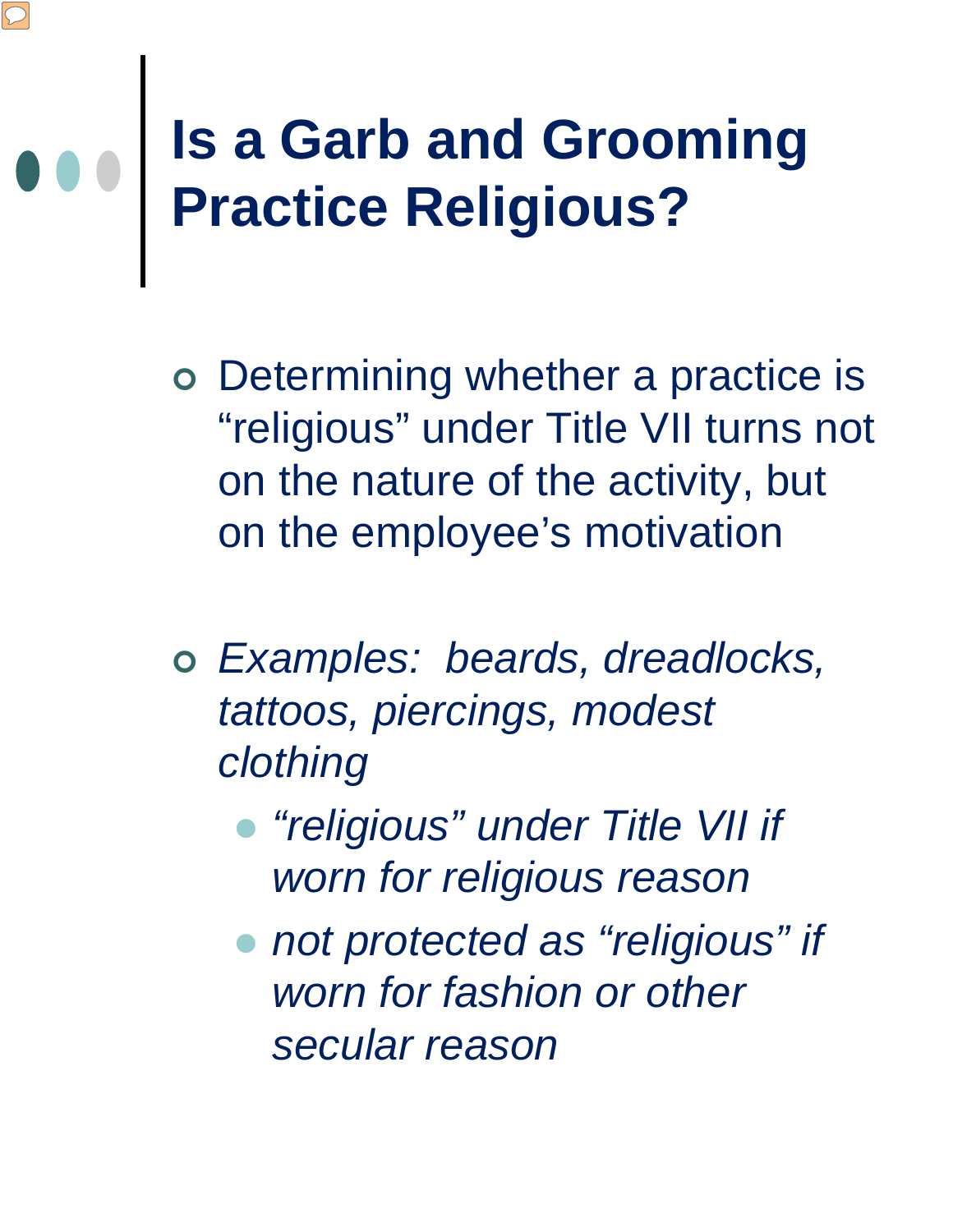# Is a Garb and Grooming Practice Religious?

- Determining whether a practice is "religious" under Title VII turns not on the nature of the activity, but on the employee's motivation

- *Examples: beards, dreadlocks, tattoos, piercings, modest clothing*
  - *"religious" under Title VII if worn for religious reason*
  - *not protected as "religious" if worn for fashion or other secular reason*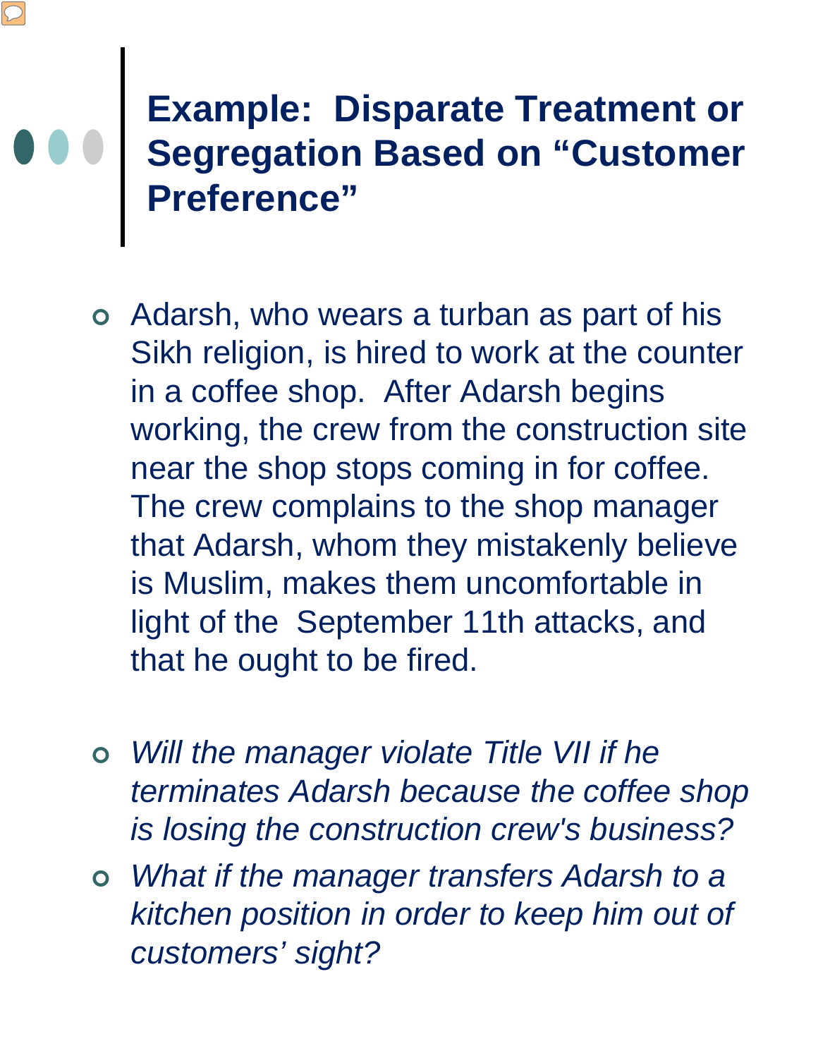# Example: Disparate Treatment or Segregation Based on "Customer Preference"

- Adarsh, who wears a turban as part of his Sikh religion, is hired to work at the counter in a coffee shop. After Adarsh begins working, the crew from the construction site near the shop stops coming in for coffee. The crew complains to the shop manager that Adarsh, whom they mistakenly believe is Muslim, makes them uncomfortable in light of the September 11th attacks, and that he ought to be fired.

- *Will the manager violate Title VII if he terminates Adarsh because the coffee shop is losing the construction crew's business?*
- *What if the manager transfers Adarsh to a kitchen position in order to keep him out of customers' sight?*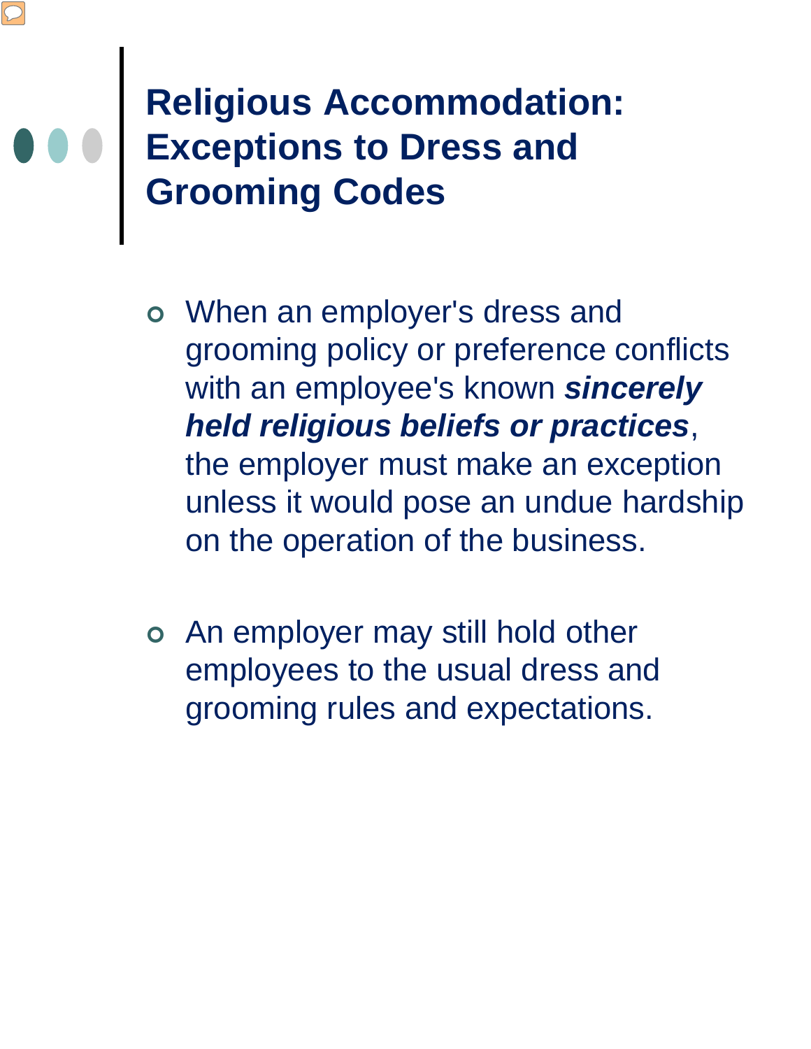# Religious Accommodation: Exceptions to Dress and Grooming Codes

- When an employer's dress and grooming policy or preference conflicts with an employee's known ***sincerely held religious beliefs or practices***, the employer must make an exception unless it would pose an undue hardship on the operation of the business.

- An employer may still hold other employees to the usual dress and grooming rules and expectations.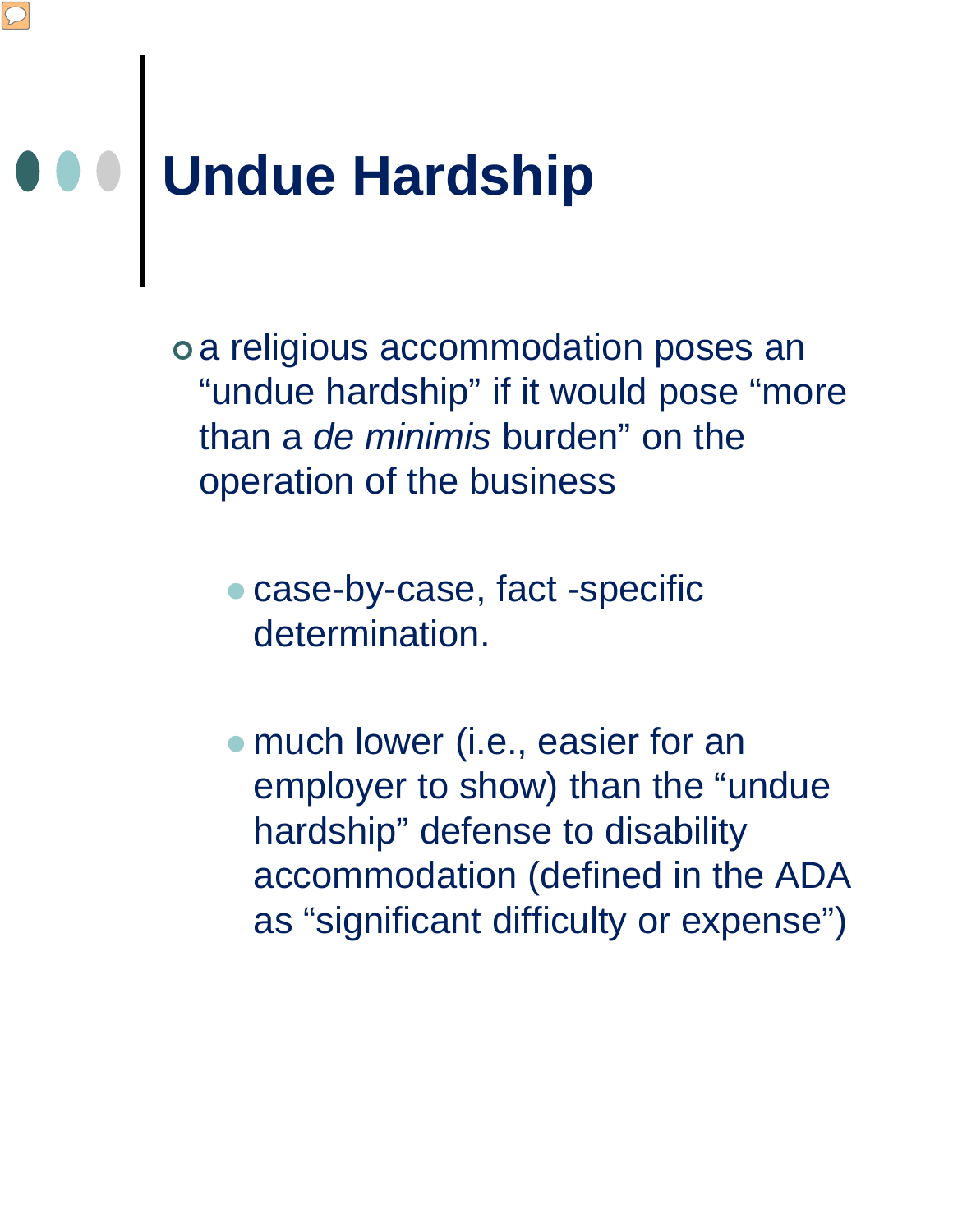# Undue Hardship

- a religious accommodation poses an “undue hardship” if it would pose “more than a *de minimis* burden” on the operation of the business
  - case-by-case, fact -specific determination.
  - much lower (i.e., easier for an employer to show) than the “undue hardship” defense to disability accommodation (defined in the ADA as “significant difficulty or expense”)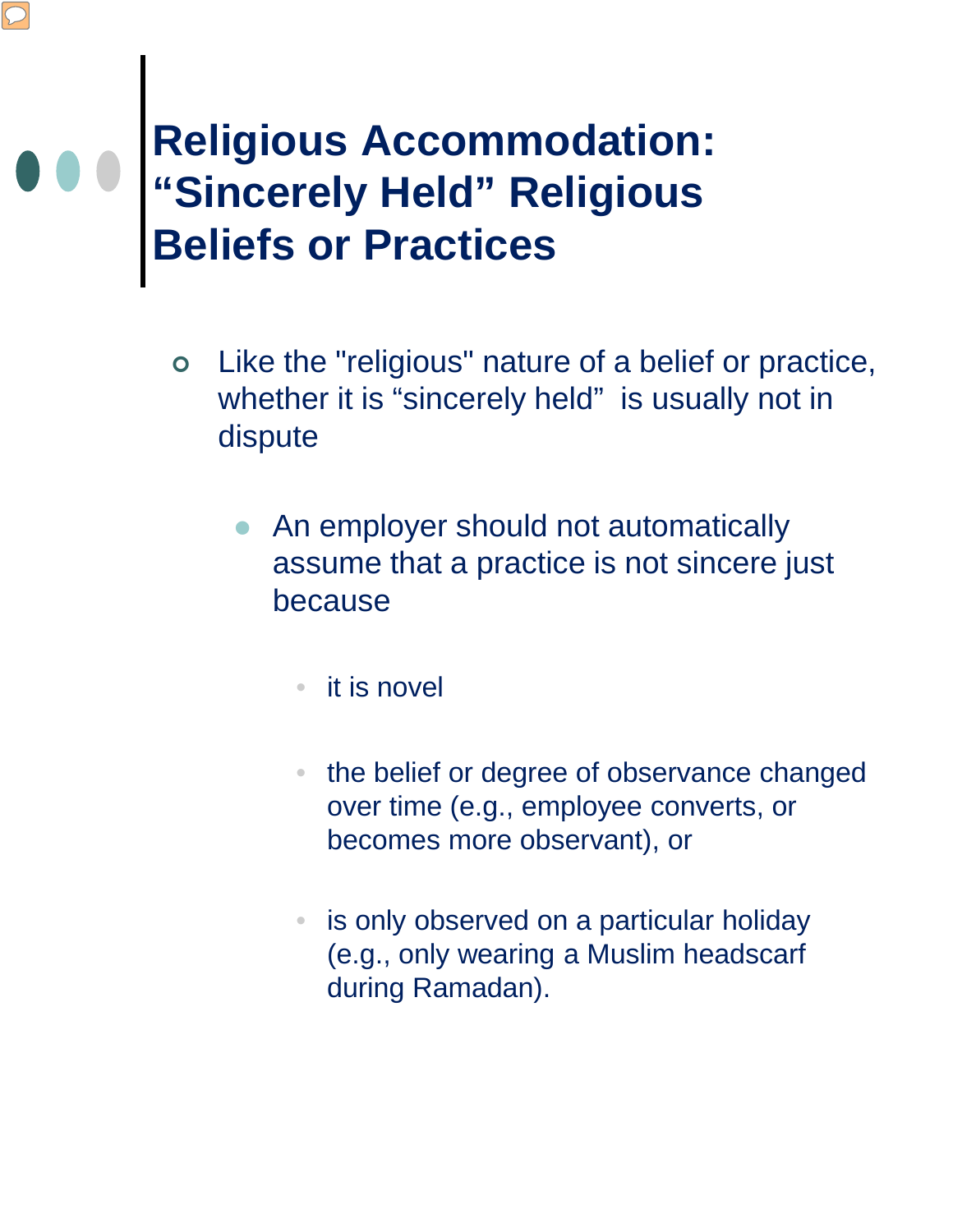# Religious Accommodation: “Sincerely Held” Religious Beliefs or Practices

- Like the "religious" nature of a belief or practice, whether it is “sincerely held” is usually not in dispute
  - An employer should not automatically assume that a practice is not sincere just because
    - it is novel
    - the belief or degree of observance changed over time (e.g., employee converts, or becomes more observant), or
    - is only observed on a particular holiday (e.g., only wearing a Muslim headscarf during Ramadan).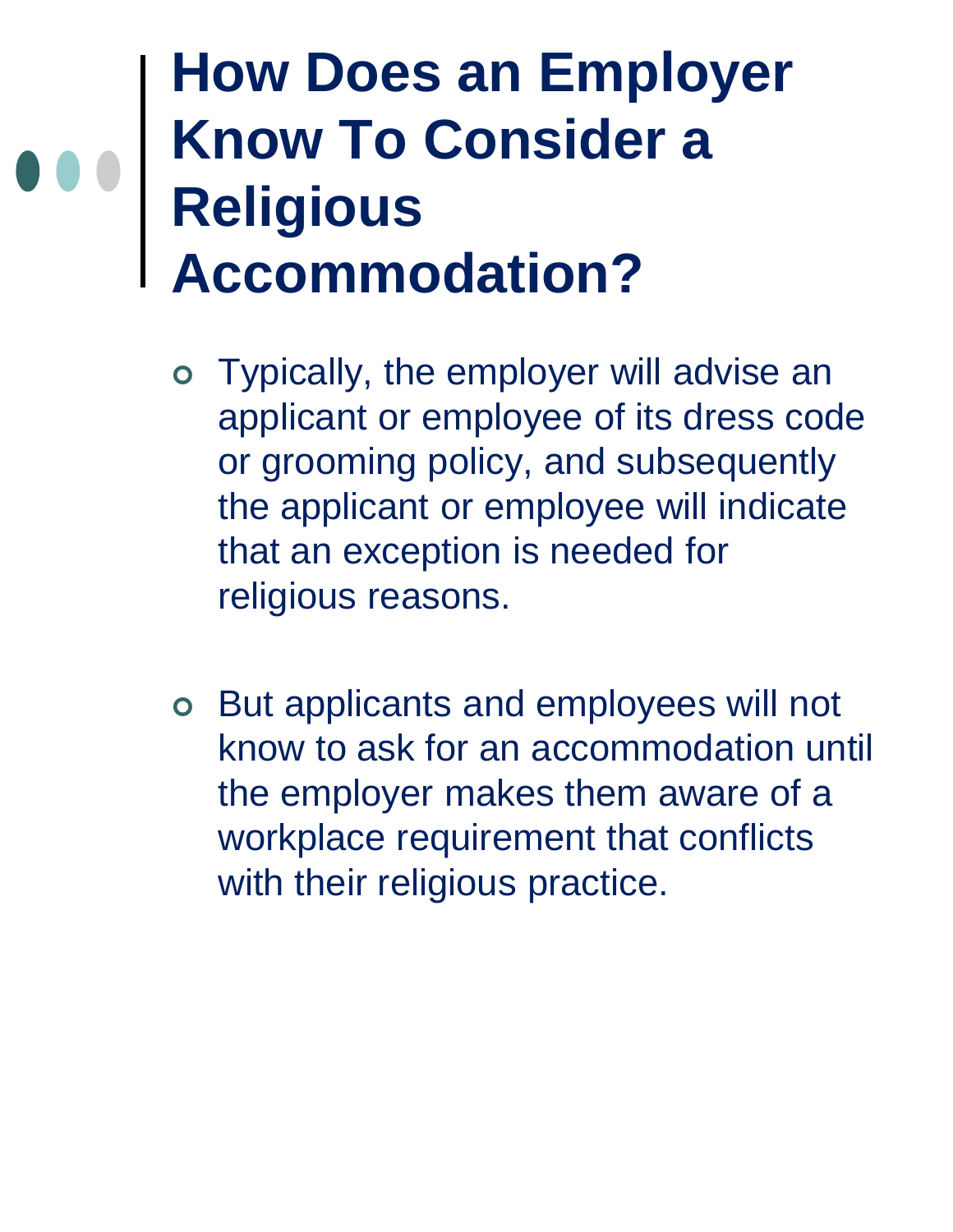# How Does an Employer Know To Consider a Religious Accommodation?

- Typically, the employer will advise an applicant or employee of its dress code or grooming policy, and subsequently the applicant or employee will indicate that an exception is needed for religious reasons.

- But applicants and employees will not know to ask for an accommodation until the employer makes them aware of a workplace requirement that conflicts with their religious practice.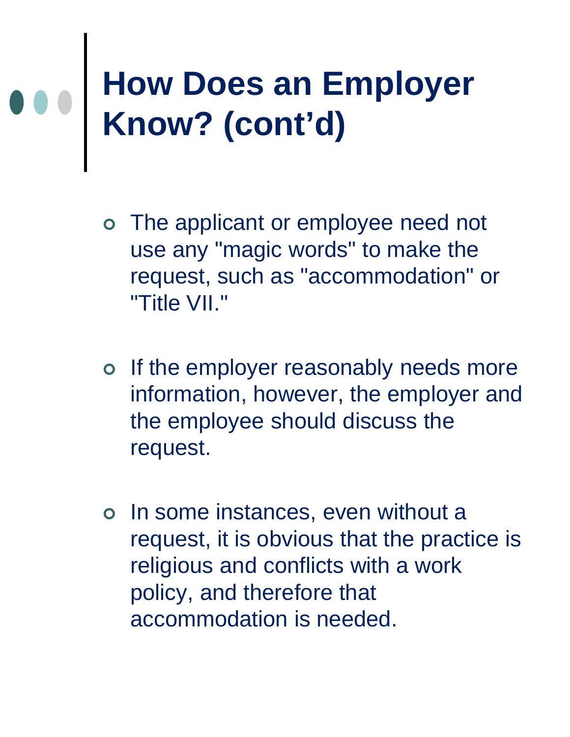# How Does an Employer Know? (cont'd)

- The applicant or employee need not use any "magic words" to make the request, such as "accommodation" or "Title VII."
- If the employer reasonably needs more information, however, the employer and the employee should discuss the request.
- In some instances, even without a request, it is obvious that the practice is religious and conflicts with a work policy, and therefore that accommodation is needed.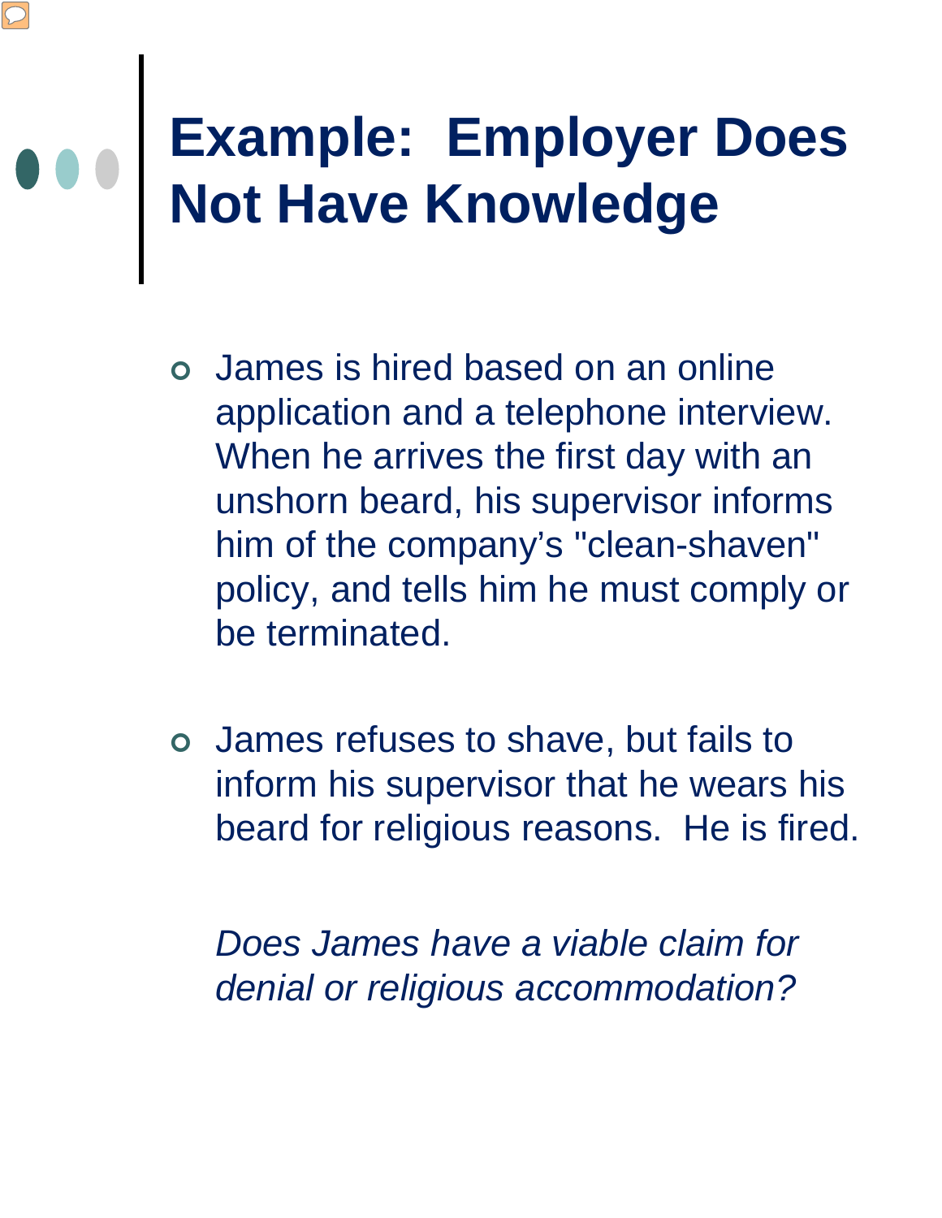# Example: Employer Does Not Have Knowledge

- James is hired based on an online application and a telephone interview. When he arrives the first day with an unshorn beard, his supervisor informs him of the company's "clean-shaven" policy, and tells him he must comply or be terminated.

- James refuses to shave, but fails to inform his supervisor that he wears his beard for religious reasons. He is fired.

*Does James have a viable claim for denial or religious accommodation?*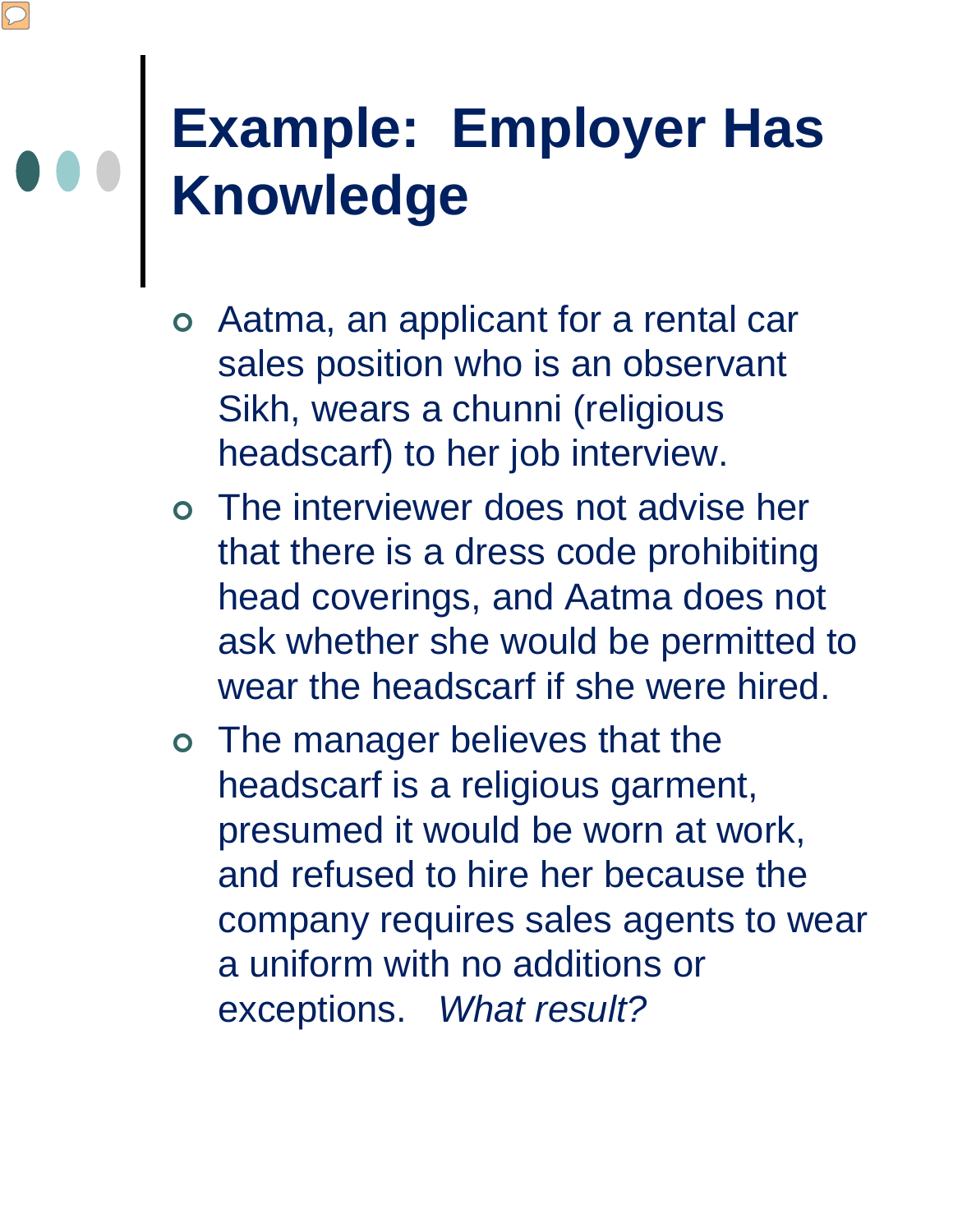# Example: Employer Has Knowledge

- Aatma, an applicant for a rental car sales position who is an observant Sikh, wears a chunni (religious headscarf) to her job interview.
- The interviewer does not advise her that there is a dress code prohibiting head coverings, and Aatma does not ask whether she would be permitted to wear the headscarf if she were hired.
- The manager believes that the headscarf is a religious garment, presumed it would be worn at work, and refused to hire her because the company requires sales agents to wear a uniform with no additions or exceptions. *What result?*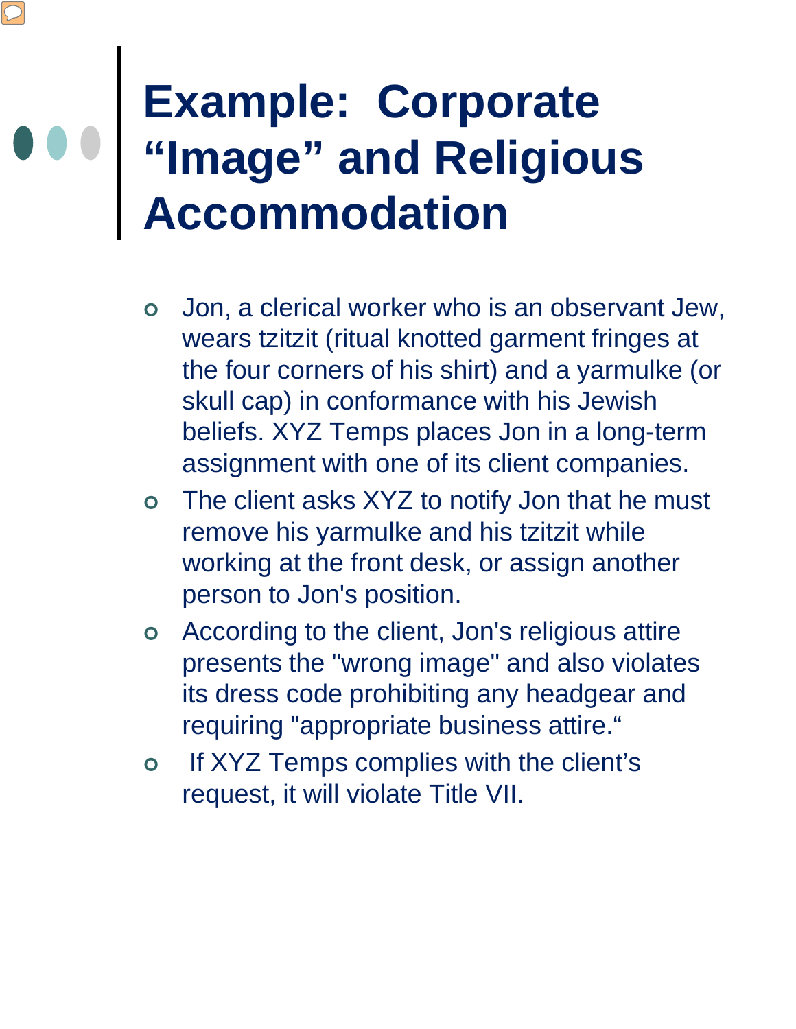# Example: Corporate "Image" and Religious Accommodation

- Jon, a clerical worker who is an observant Jew, wears tzitzit (ritual knotted garment fringes at the four corners of his shirt) and a yarmulke (or skull cap) in conformance with his Jewish beliefs. XYZ Temps places Jon in a long-term assignment with one of its client companies.
- The client asks XYZ to notify Jon that he must remove his yarmulke and his tzitzit while working at the front desk, or assign another person to Jon's position.
- According to the client, Jon's religious attire presents the "wrong image" and also violates its dress code prohibiting any headgear and requiring "appropriate business attire."
- If XYZ Temps complies with the client's request, it will violate Title VII.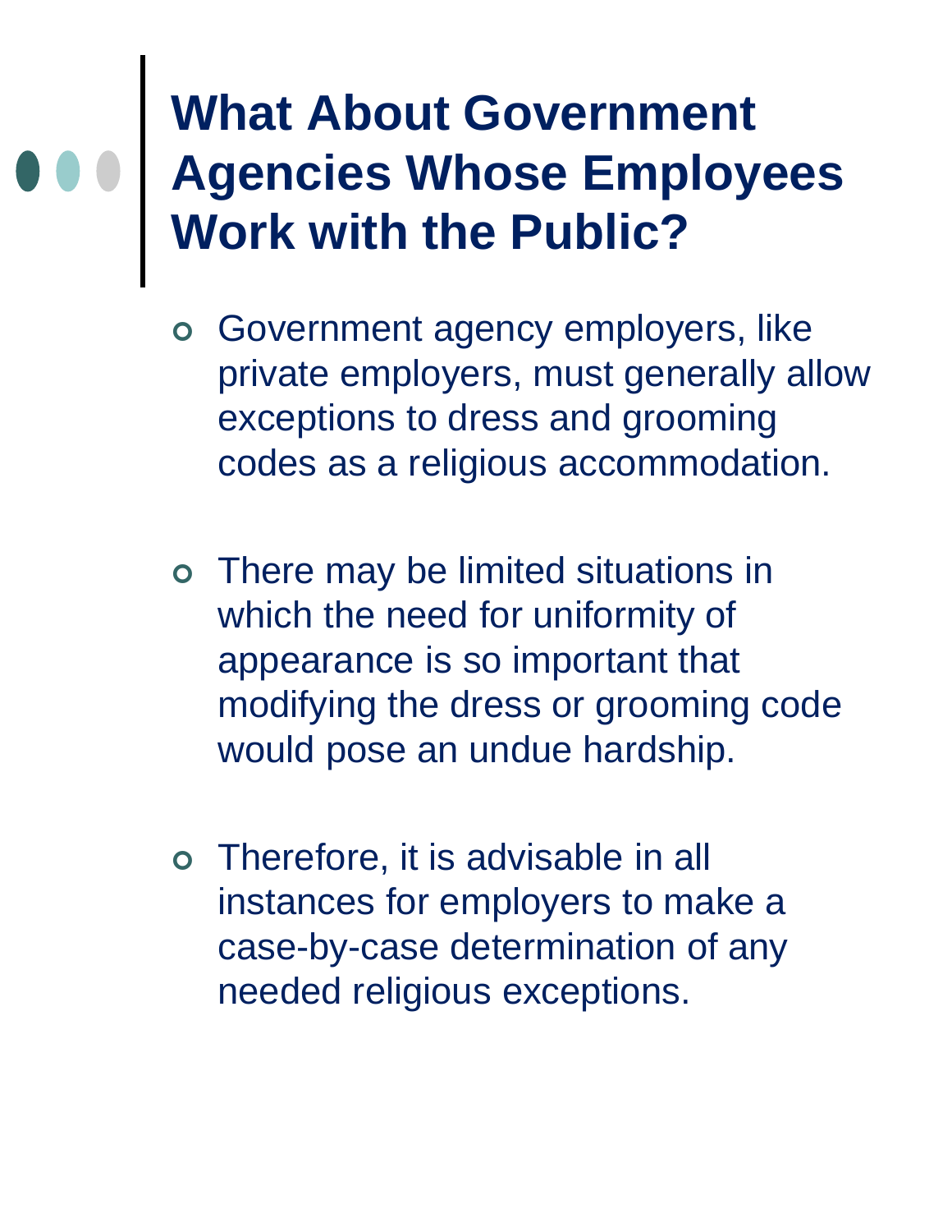# What About Government Agencies Whose Employees Work with the Public?

- Government agency employers, like private employers, must generally allow exceptions to dress and grooming codes as a religious accommodation.

- There may be limited situations in which the need for uniformity of appearance is so important that modifying the dress or grooming code would pose an undue hardship.

- Therefore, it is advisable in all instances for employers to make a case-by-case determination of any needed religious exceptions.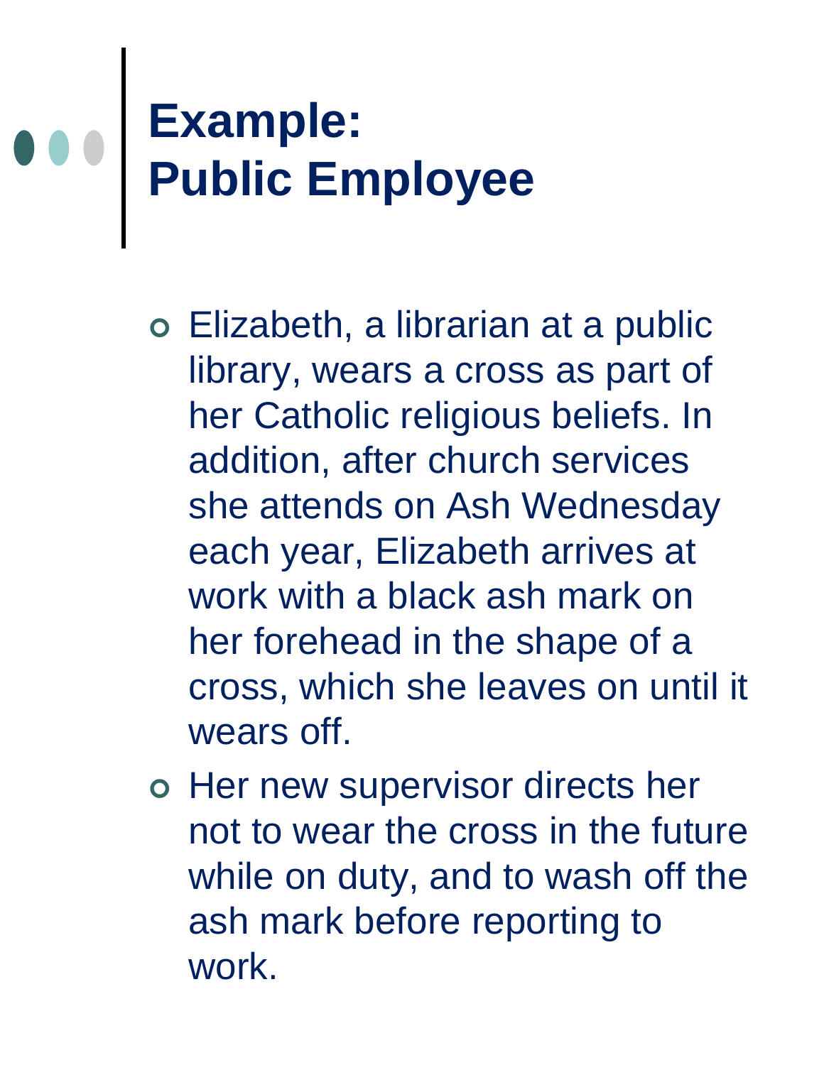# Example:
# Public Employee

- Elizabeth, a librarian at a public library, wears a cross as part of her Catholic religious beliefs. In addition, after church services she attends on Ash Wednesday each year, Elizabeth arrives at work with a black ash mark on her forehead in the shape of a cross, which she leaves on until it wears off.
- Her new supervisor directs her not to wear the cross in the future while on duty, and to wash off the ash mark before reporting to work.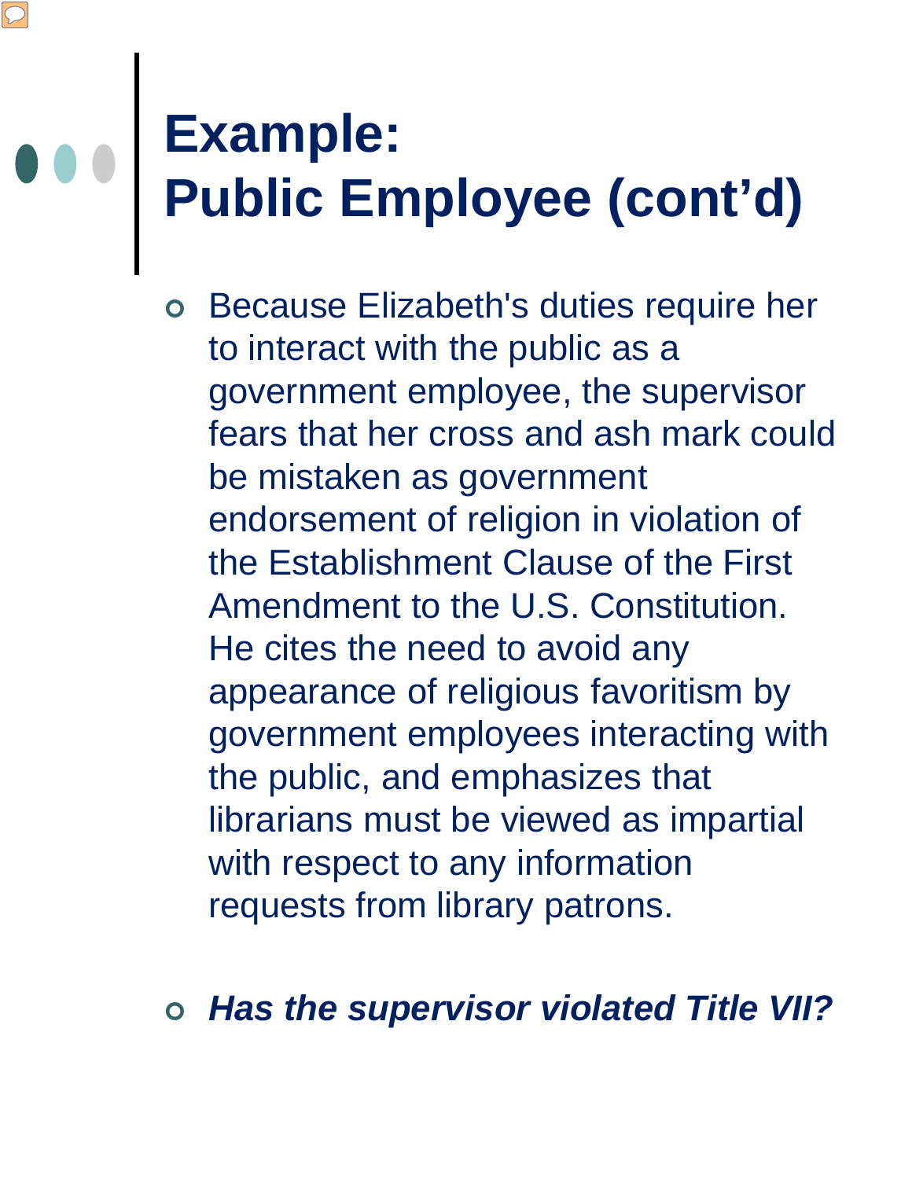# Example:
# Public Employee (cont'd)

- Because Elizabeth's duties require her to interact with the public as a government employee, the supervisor fears that her cross and ash mark could be mistaken as government endorsement of religion in violation of the Establishment Clause of the First Amendment to the U.S. Constitution. He cites the need to avoid any appearance of religious favoritism by government employees interacting with the public, and emphasizes that librarians must be viewed as impartial with respect to any information requests from library patrons.

- ***Has the supervisor violated Title VII?***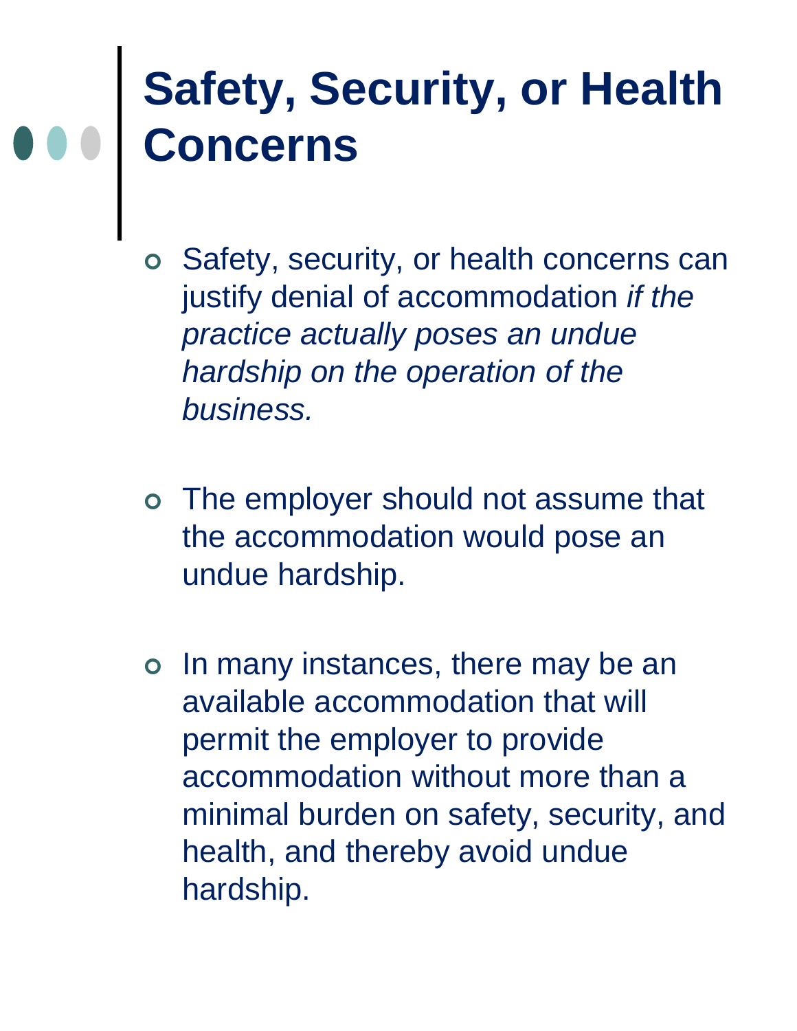# Safety, Security, or Health Concerns

- Safety, security, or health concerns can justify denial of accommodation *if the practice actually poses an undue hardship on the operation of the business.*

- The employer should not assume that the accommodation would pose an undue hardship.

- In many instances, there may be an available accommodation that will permit the employer to provide accommodation without more than a minimal burden on safety, security, and health, and thereby avoid undue hardship.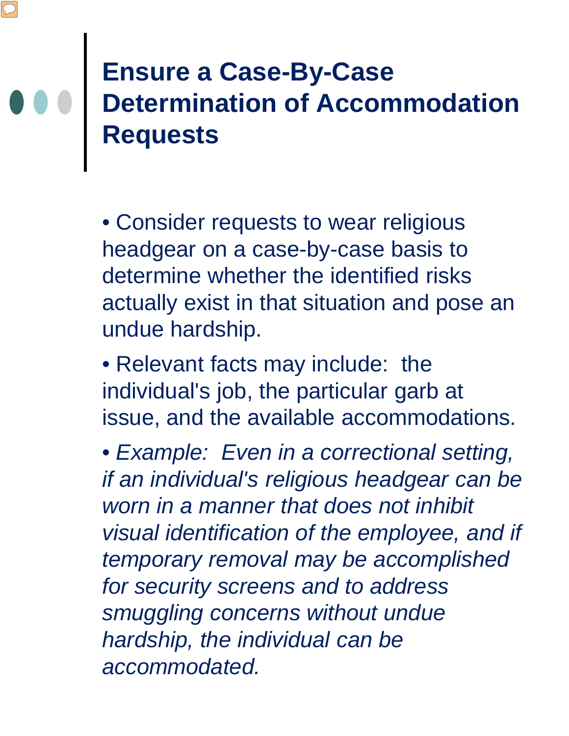# Ensure a Case-By-Case Determination of Accommodation Requests

- Consider requests to wear religious headgear on a case-by-case basis to determine whether the identified risks actually exist in that situation and pose an undue hardship.
- Relevant facts may include: the individual's job, the particular garb at issue, and the available accommodations.
- *Example: Even in a correctional setting, if an individual's religious headgear can be worn in a manner that does not inhibit visual identification of the employee, and if temporary removal may be accomplished for security screens and to address smuggling concerns without undue hardship, the individual can be accommodated.*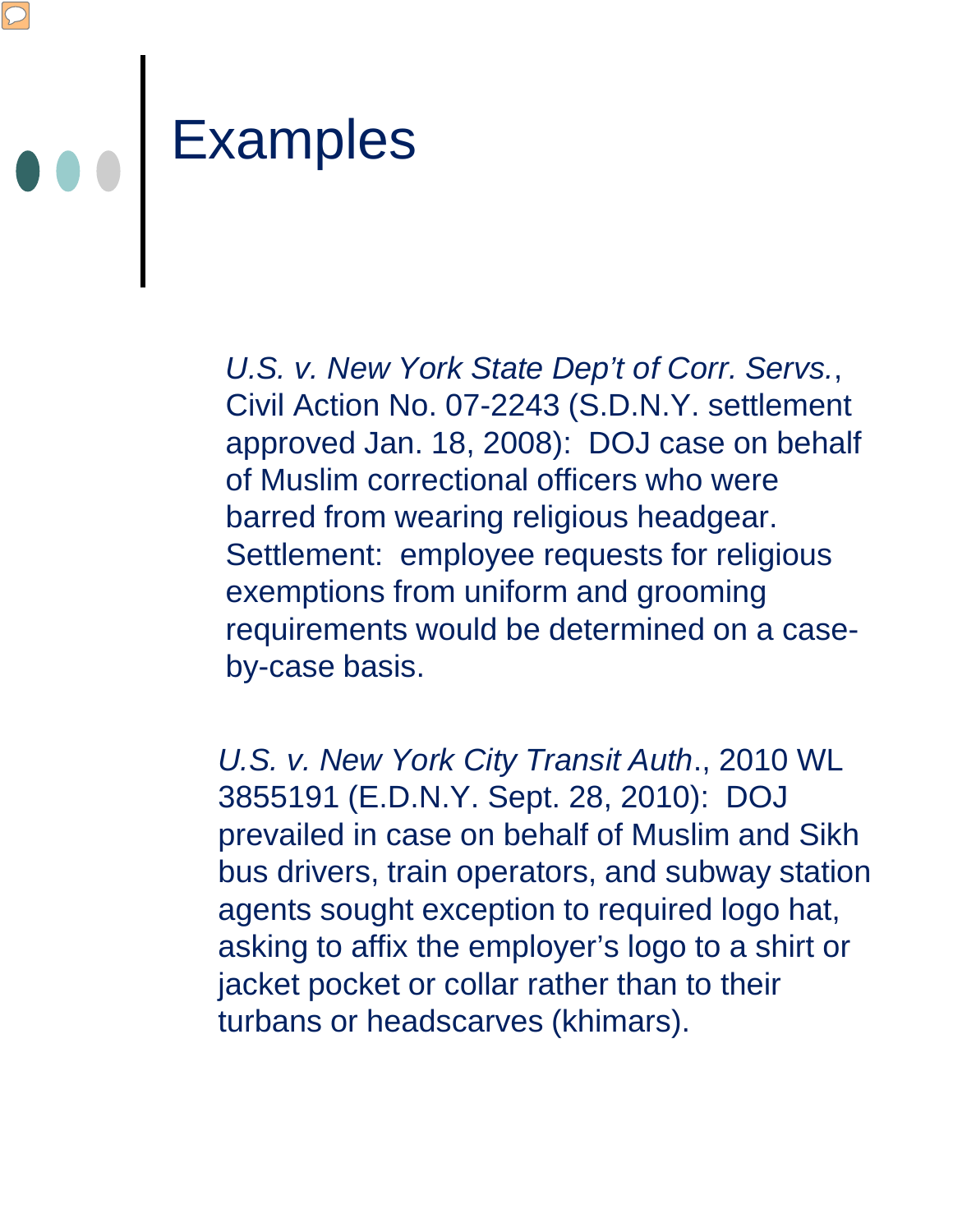# Examples

*U.S. v. New York State Dep't of Corr. Servs.*, Civil Action No. 07-2243 (S.D.N.Y. settlement approved Jan. 18, 2008): DOJ case on behalf of Muslim correctional officers who were barred from wearing religious headgear. Settlement: employee requests for religious exemptions from uniform and grooming requirements would be determined on a case-by-case basis.

*U.S. v. New York City Transit Auth*., 2010 WL 3855191 (E.D.N.Y. Sept. 28, 2010): DOJ prevailed in case on behalf of Muslim and Sikh bus drivers, train operators, and subway station agents sought exception to required logo hat, asking to affix the employer's logo to a shirt or jacket pocket or collar rather than to their turbans or headscarves (khimars).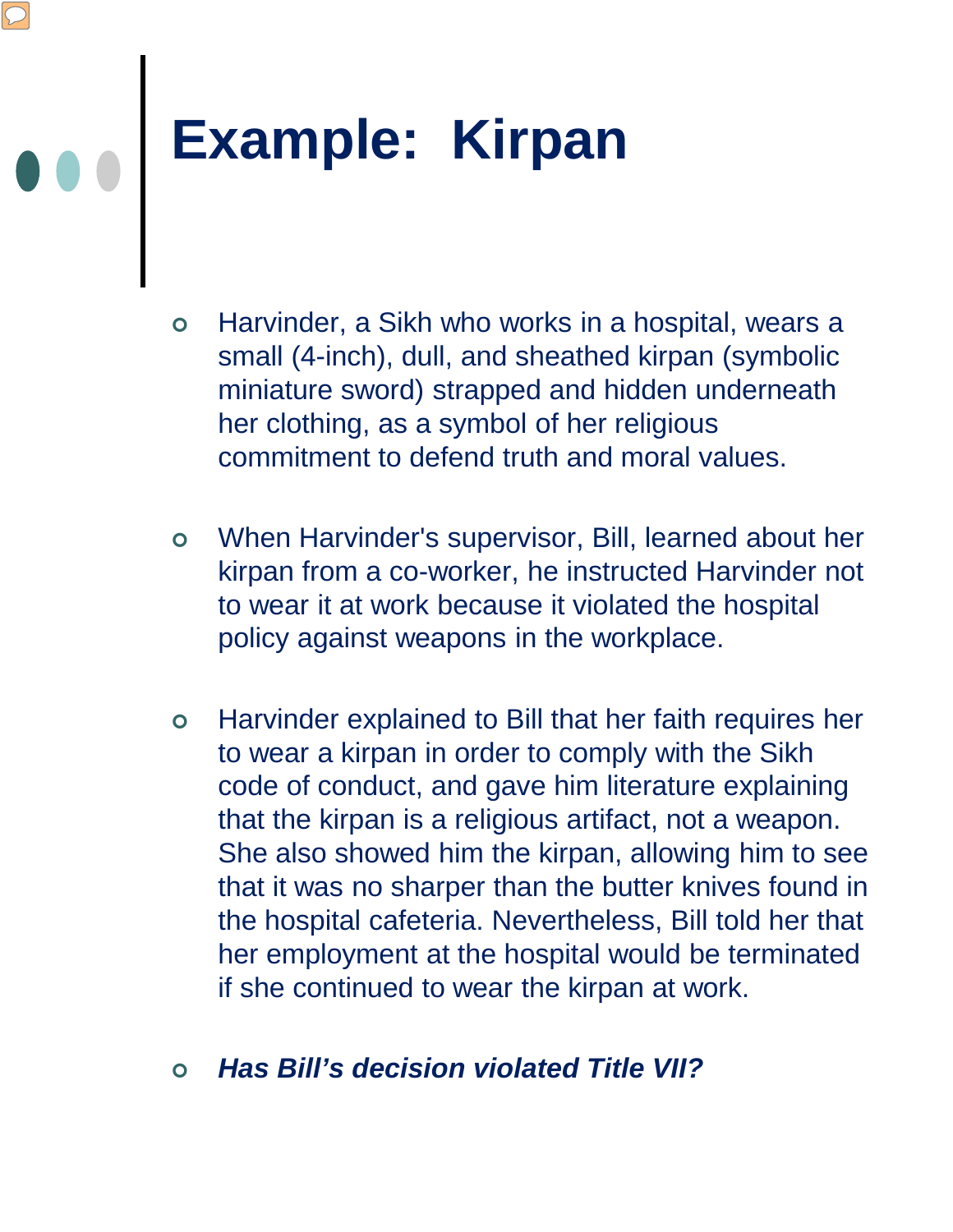# Example: Kirpan

- Harvinder, a Sikh who works in a hospital, wears a small (4-inch), dull, and sheathed kirpan (symbolic miniature sword) strapped and hidden underneath her clothing, as a symbol of her religious commitment to defend truth and moral values.

- When Harvinder's supervisor, Bill, learned about her kirpan from a co-worker, he instructed Harvinder not to wear it at work because it violated the hospital policy against weapons in the workplace.

- Harvinder explained to Bill that her faith requires her to wear a kirpan in order to comply with the Sikh code of conduct, and gave him literature explaining that the kirpan is a religious artifact, not a weapon. She also showed him the kirpan, allowing him to see that it was no sharper than the butter knives found in the hospital cafeteria. Nevertheless, Bill told her that her employment at the hospital would be terminated if she continued to wear the kirpan at work.

- ***Has Bill's decision violated Title VII?***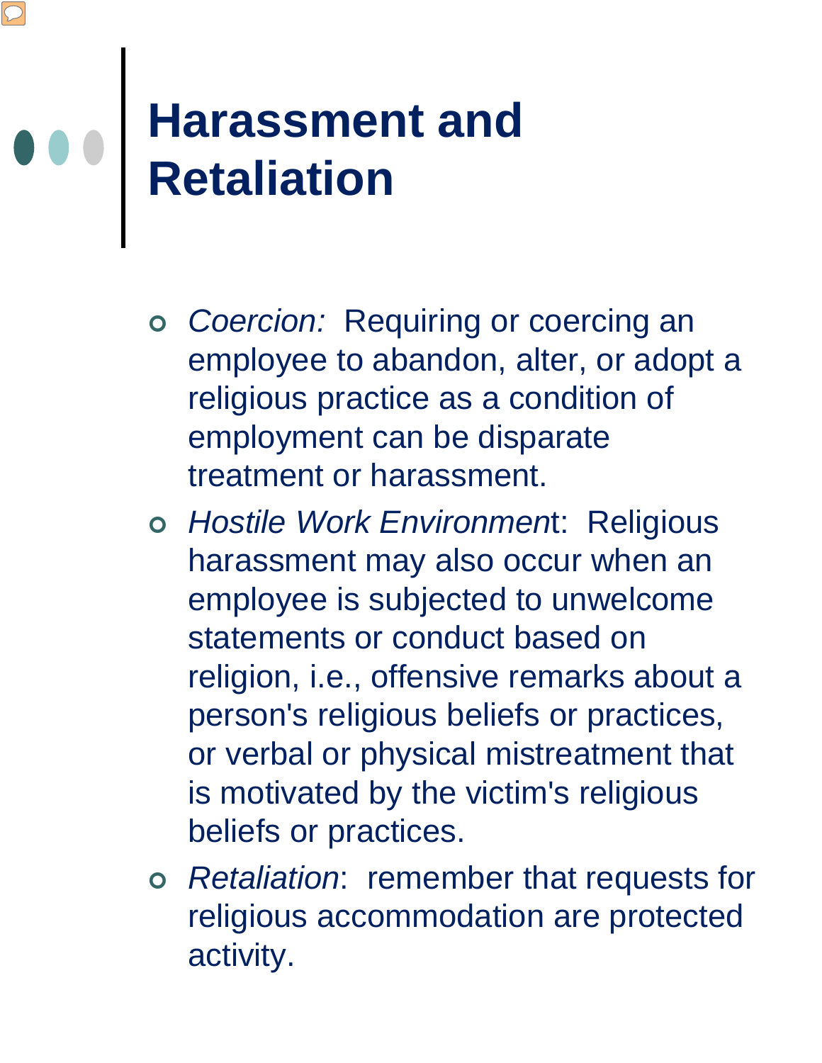# Harassment and Retaliation

- *Coercion:* Requiring or coercing an employee to abandon, alter, or adopt a religious practice as a condition of employment can be disparate treatment or harassment.
- *Hostile Work Environmen*t: Religious harassment may also occur when an employee is subjected to unwelcome statements or conduct based on religion, i.e., offensive remarks about a person's religious beliefs or practices, or verbal or physical mistreatment that is motivated by the victim's religious beliefs or practices.
- *Retaliation*: remember that requests for religious accommodation are protected activity.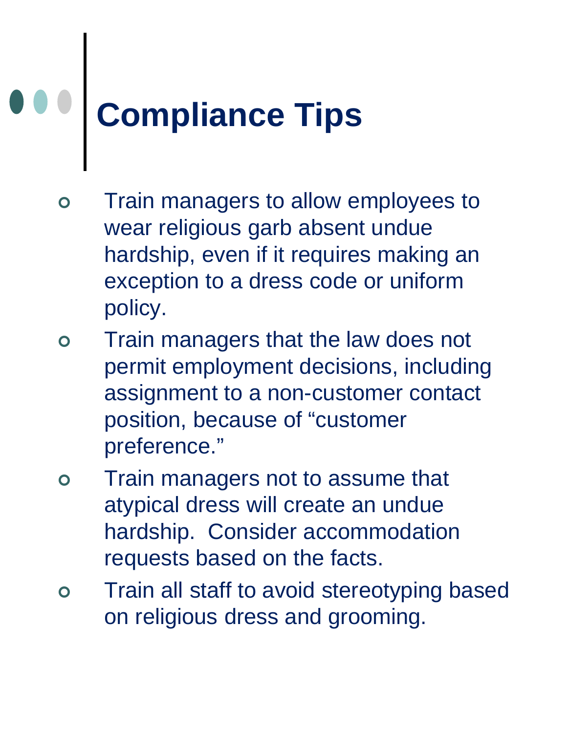# Compliance Tips

- Train managers to allow employees to wear religious garb absent undue hardship, even if it requires making an exception to a dress code or uniform policy.
- Train managers that the law does not permit employment decisions, including assignment to a non-customer contact position, because of "customer preference."
- Train managers not to assume that atypical dress will create an undue hardship. Consider accommodation requests based on the facts.
- Train all staff to avoid stereotyping based on religious dress and grooming.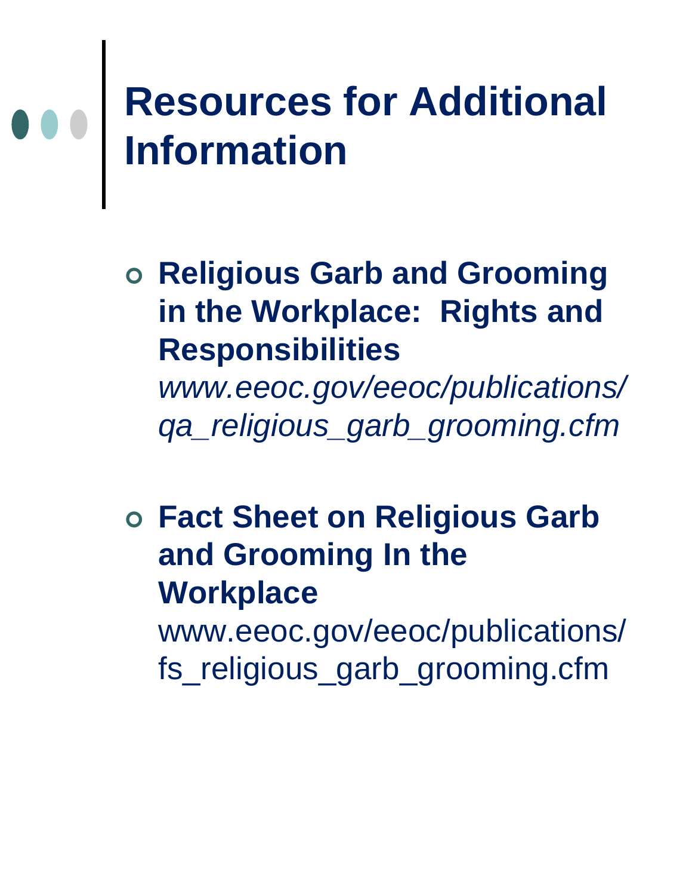# Resources for Additional Information

- **Religious Garb and Grooming in the Workplace: Rights and Responsibilities**
  *www.eeoc.gov/eeoc/publications/qa_religious_garb_grooming.cfm*

- **Fact Sheet on Religious Garb and Grooming In the Workplace**
  www.eeoc.gov/eeoc/publications/fs_religious_garb_grooming.cfm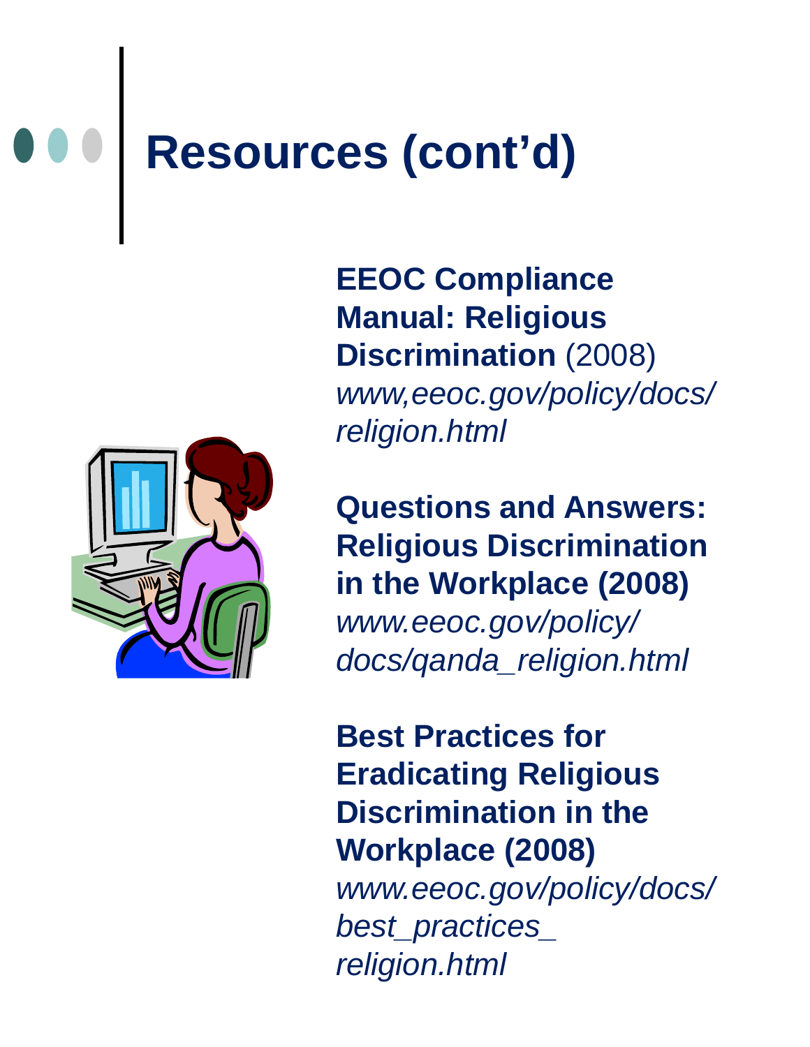# Resources (cont'd)

**EEOC Compliance Manual: Religious Discrimination** (2008)
*www,eeoc.gov/policy/docs/religion.html*

**Questions and Answers: Religious Discrimination in the Workplace (2008)**
*www.eeoc.gov/policy/docs/qanda_religion.html*

**Best Practices for Eradicating Religious Discrimination in the Workplace (2008)**
*www.eeoc.gov/policy/docs/best_practices_religion.html*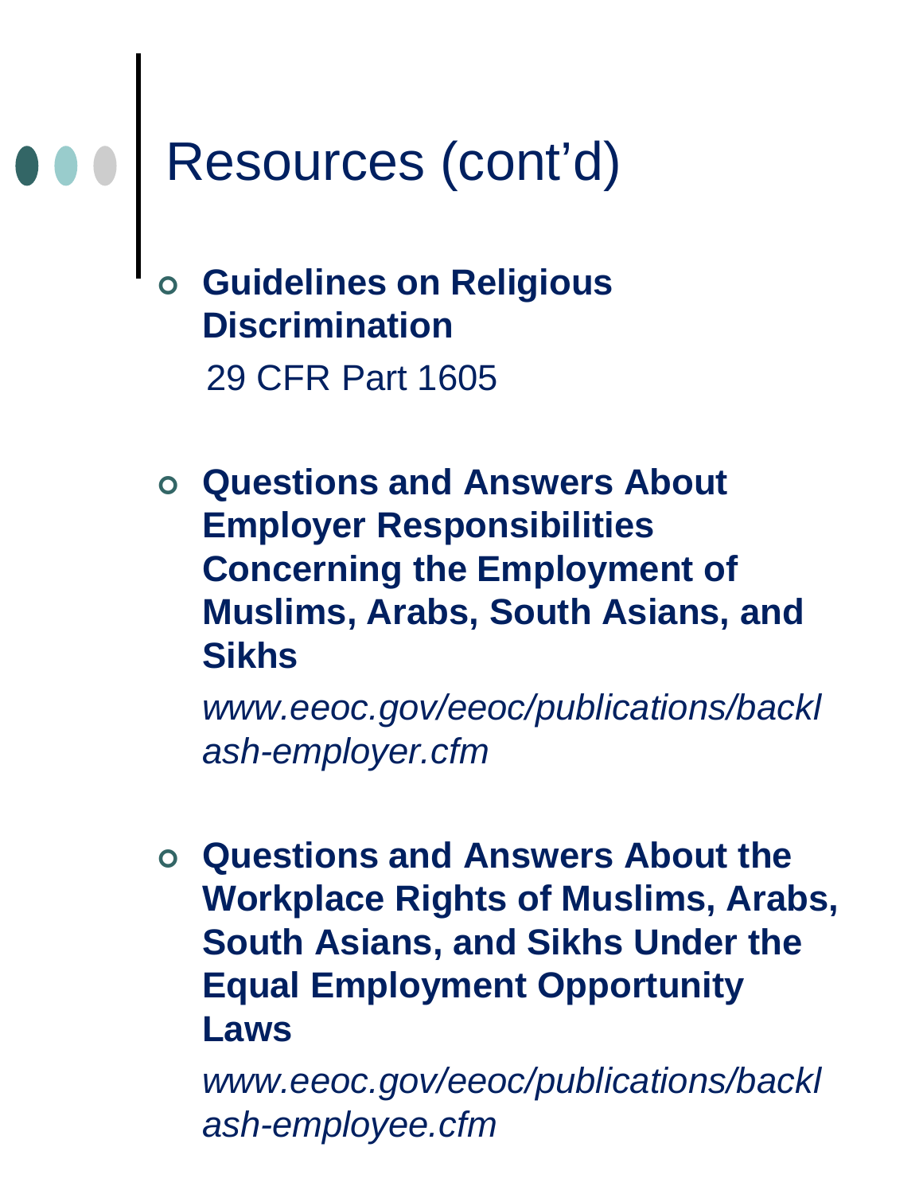# Resources (cont'd)

- **Guidelines on Religious Discrimination**

  29 CFR Part 1605

- **Questions and Answers About Employer Responsibilities Concerning the Employment of Muslims, Arabs, South Asians, and Sikhs**

  *www.eeoc.gov/eeoc/publications/backlash-employer.cfm*

- **Questions and Answers About the Workplace Rights of Muslims, Arabs, South Asians, and Sikhs Under the Equal Employment Opportunity Laws**

  *www.eeoc.gov/eeoc/publications/backlash-employee.cfm*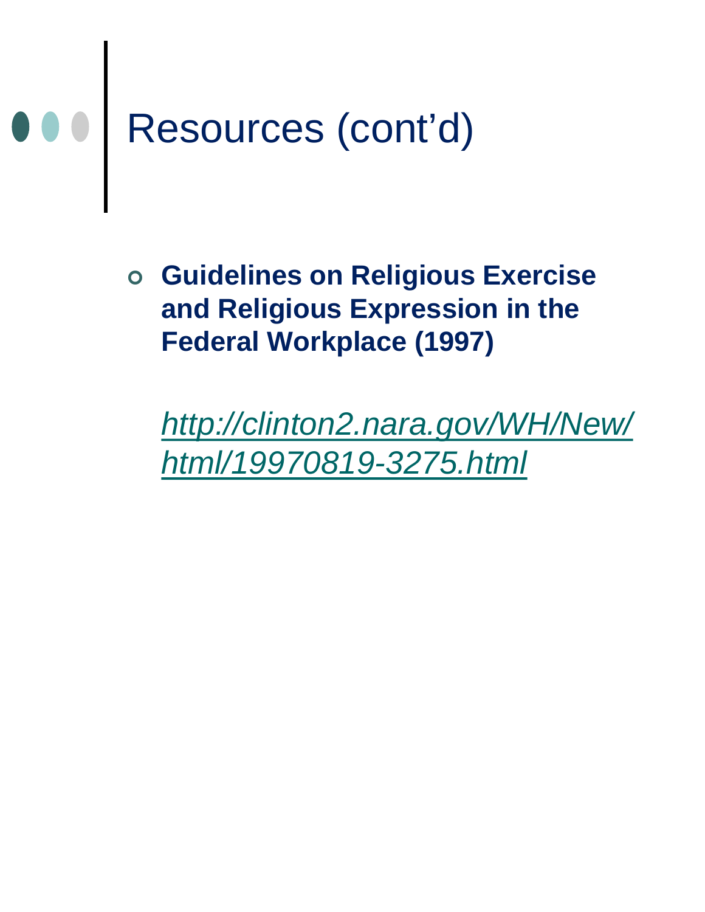# Resources (cont'd)

- **Guidelines on Religious Exercise and Religious Expression in the Federal Workplace (1997)**

  *http://clinton2.nara.gov/WH/New/html/19970819-3275.html*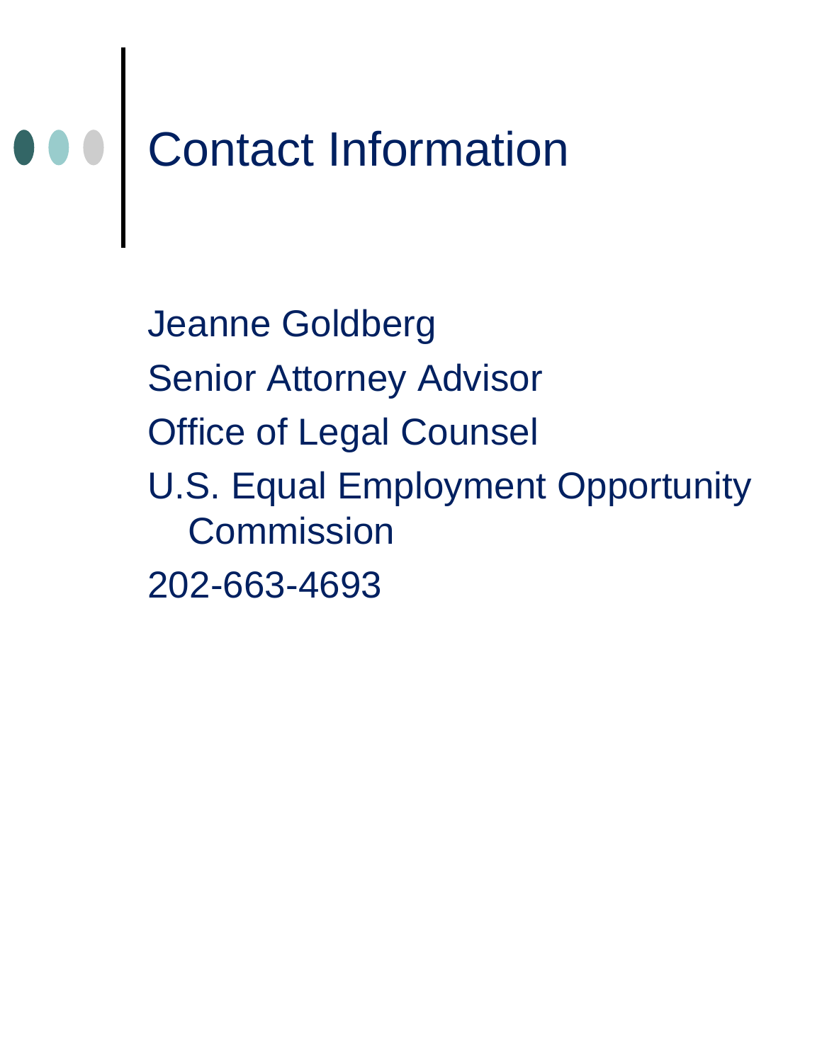# Contact Information

Jeanne Goldberg

Senior Attorney Advisor

Office of Legal Counsel

U.S. Equal Employment Opportunity Commission

202-663-4693